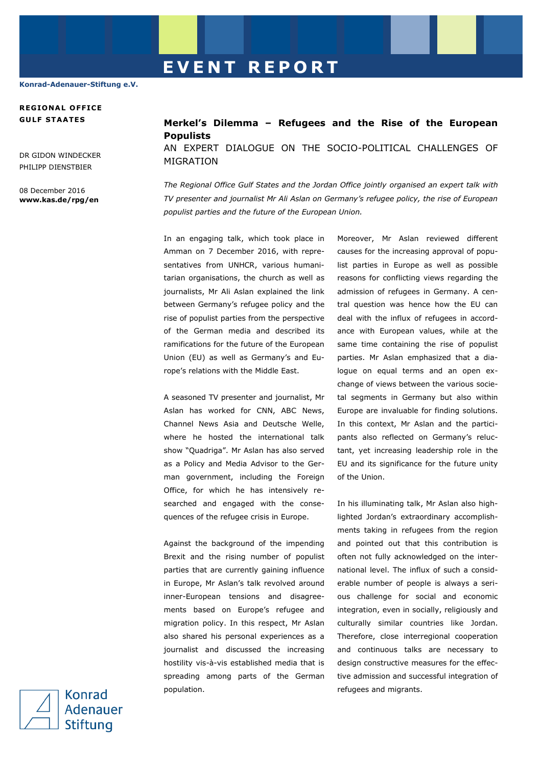# EVENT REPORT

**Konrad-Adenauer-Stiftung e.V.**

**REGIONAL OFFICE GULF STAATES**

DR GIDON WINDECKER
PHILIPP DIENSTBIER

08 December 2016
**www.kas.de/rpg/en**

## Merkel's Dilemma – Refugees and the Rise of the European Populists

AN EXPERT DIALOGUE ON THE SOCIO-POLITICAL CHALLENGES OF MIGRATION

*The Regional Office Gulf States and the Jordan Office jointly organised an expert talk with TV presenter and journalist Mr Ali Aslan on Germany's refugee policy, the rise of European populist parties and the future of the European Union.*

In an engaging talk, which took place in Amman on 7 December 2016, with representatives from UNHCR, various humanitarian organisations, the church as well as journalists, Mr Ali Aslan explained the link between Germany's refugee policy and the rise of populist parties from the perspective of the German media and described its ramifications for the future of the European Union (EU) as well as Germany's and Europe's relations with the Middle East.

A seasoned TV presenter and journalist, Mr Aslan has worked for CNN, ABC News, Channel News Asia and Deutsche Welle, where he hosted the international talk show "Quadriga". Mr Aslan has also served as a Policy and Media Advisor to the German government, including the Foreign Office, for which he has intensively researched and engaged with the consequences of the refugee crisis in Europe.

Against the background of the impending Brexit and the rising number of populist parties that are currently gaining influence in Europe, Mr Aslan's talk revolved around inner-European tensions and disagreements based on Europe's refugee and migration policy. In this respect, Mr Aslan also shared his personal experiences as a journalist and discussed the increasing hostility vis-à-vis established media that is spreading among parts of the German population.

Moreover, Mr Aslan reviewed different causes for the increasing approval of populist parties in Europe as well as possible reasons for conflicting views regarding the admission of refugees in Germany. A central question was hence how the EU can deal with the influx of refugees in accordance with European values, while at the same time containing the rise of populist parties. Mr Aslan emphasized that a dialogue on equal terms and an open exchange of views between the various societal segments in Germany but also within Europe are invaluable for finding solutions. In this context, Mr Aslan and the participants also reflected on Germany's reluctant, yet increasing leadership role in the EU and its significance for the future unity of the Union.

In his illuminating talk, Mr Aslan also highlighted Jordan's extraordinary accomplishments taking in refugees from the region and pointed out that this contribution is often not fully acknowledged on the international level. The influx of such a considerable number of people is always a serious challenge for social and economic integration, even in socially, religiously and culturally similar countries like Jordan. Therefore, close interregional cooperation and continuous talks are necessary to design constructive measures for the effective admission and successful integration of refugees and migrants.

Konrad Adenauer Stiftung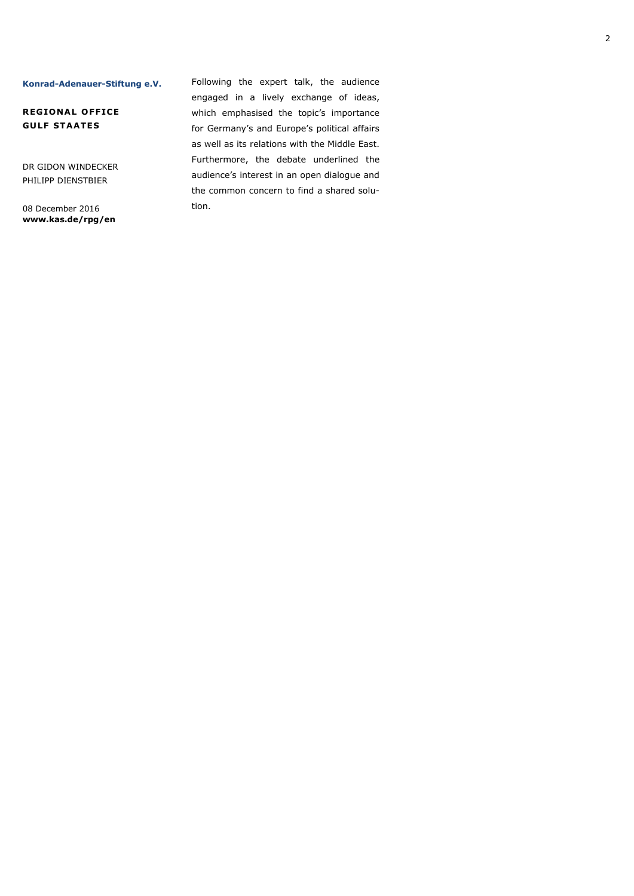**Konrad-Adenauer-Stiftung e.V.**

**REGIONAL OFFICE GULF STAATES**

DR GIDON WINDECKER
PHILIPP DIENSTBIER

08 December 2016
**www.kas.de/rpg/en**

Following the expert talk, the audience engaged in a lively exchange of ideas, which emphasised the topic's importance for Germany's and Europe's political affairs as well as its relations with the Middle East. Furthermore, the debate underlined the audience's interest in an open dialogue and the common concern to find a shared solution.